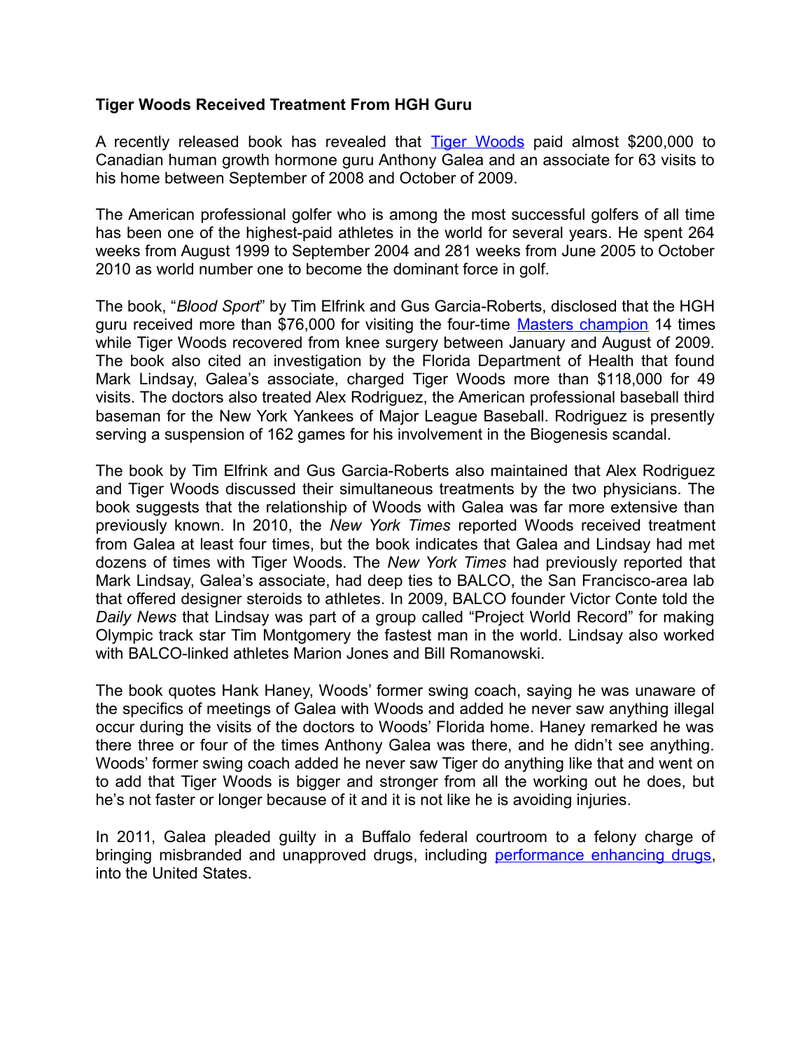**Tiger Woods Received Treatment From HGH Guru**

A recently released book has revealed that Tiger Woods paid almost $200,000 to Canadian human growth hormone guru Anthony Galea and an associate for 63 visits to his home between September of 2008 and October of 2009.

The American professional golfer who is among the most successful golfers of all time has been one of the highest-paid athletes in the world for several years. He spent 264 weeks from August 1999 to September 2004 and 281 weeks from June 2005 to October 2010 as world number one to become the dominant force in golf.

The book, "*Blood Sport*" by Tim Elfrink and Gus Garcia-Roberts, disclosed that the HGH guru received more than $76,000 for visiting the four-time Masters champion 14 times while Tiger Woods recovered from knee surgery between January and August of 2009. The book also cited an investigation by the Florida Department of Health that found Mark Lindsay, Galea's associate, charged Tiger Woods more than $118,000 for 49 visits. The doctors also treated Alex Rodriguez, the American professional baseball third baseman for the New York Yankees of Major League Baseball. Rodriguez is presently serving a suspension of 162 games for his involvement in the Biogenesis scandal.

The book by Tim Elfrink and Gus Garcia-Roberts also maintained that Alex Rodriguez and Tiger Woods discussed their simultaneous treatments by the two physicians. The book suggests that the relationship of Woods with Galea was far more extensive than previously known. In 2010, the *New York Times* reported Woods received treatment from Galea at least four times, but the book indicates that Galea and Lindsay had met dozens of times with Tiger Woods. The *New York Times* had previously reported that Mark Lindsay, Galea's associate, had deep ties to BALCO, the San Francisco-area lab that offered designer steroids to athletes. In 2009, BALCO founder Victor Conte told the *Daily News* that Lindsay was part of a group called "Project World Record" for making Olympic track star Tim Montgomery the fastest man in the world. Lindsay also worked with BALCO-linked athletes Marion Jones and Bill Romanowski.

The book quotes Hank Haney, Woods' former swing coach, saying he was unaware of the specifics of meetings of Galea with Woods and added he never saw anything illegal occur during the visits of the doctors to Woods' Florida home. Haney remarked he was there three or four of the times Anthony Galea was there, and he didn't see anything. Woods' former swing coach added he never saw Tiger do anything like that and went on to add that Tiger Woods is bigger and stronger from all the working out he does, but he's not faster or longer because of it and it is not like he is avoiding injuries.

In 2011, Galea pleaded guilty in a Buffalo federal courtroom to a felony charge of bringing misbranded and unapproved drugs, including performance enhancing drugs, into the United States.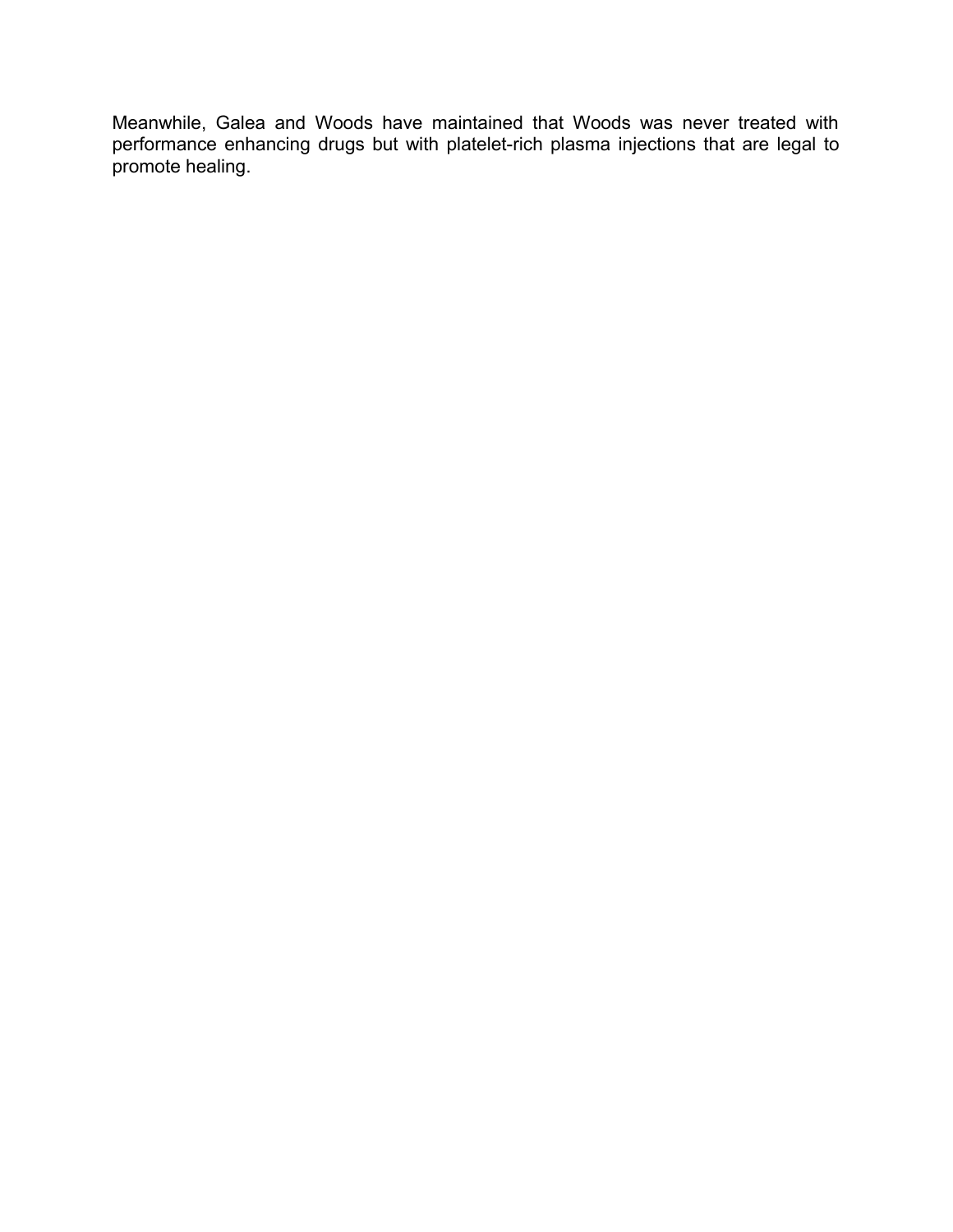Meanwhile, Galea and Woods have maintained that Woods was never treated with performance enhancing drugs but with platelet-rich plasma injections that are legal to promote healing.